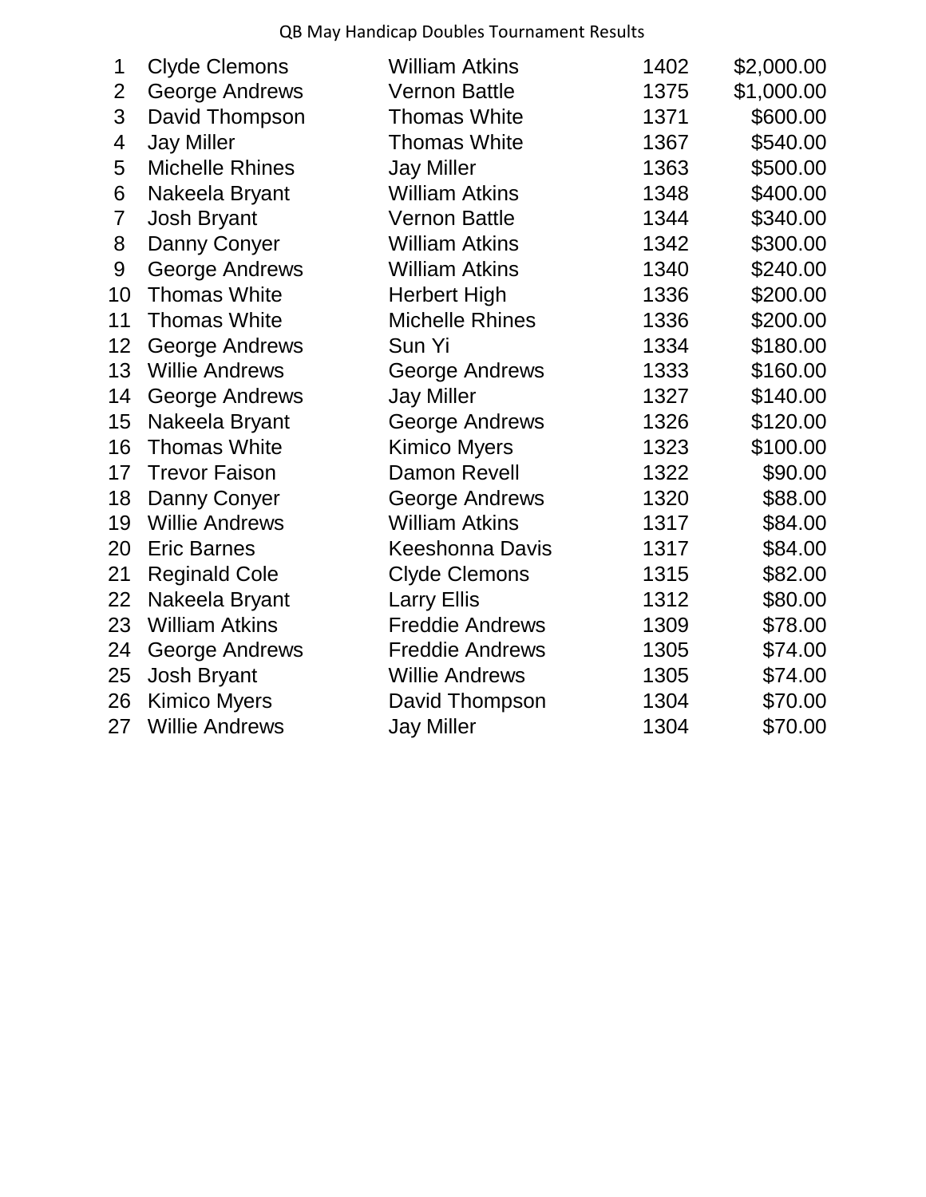# QB May Handicap Doubles Tournament Results

| | | | | |
|---|---|---|---|---|
| 1 | Clyde Clemons | William Atkins | 1402 | $2,000.00 |
| 2 | George Andrews | Vernon Battle | 1375 | $1,000.00 |
| 3 | David Thompson | Thomas White | 1371 | $600.00 |
| 4 | Jay Miller | Thomas White | 1367 | $540.00 |
| 5 | Michelle Rhines | Jay Miller | 1363 | $500.00 |
| 6 | Nakeela Bryant | William Atkins | 1348 | $400.00 |
| 7 | Josh Bryant | Vernon Battle | 1344 | $340.00 |
| 8 | Danny Conyer | William Atkins | 1342 | $300.00 |
| 9 | George Andrews | William Atkins | 1340 | $240.00 |
| 10 | Thomas White | Herbert High | 1336 | $200.00 |
| 11 | Thomas White | Michelle Rhines | 1336 | $200.00 |
| 12 | George Andrews | Sun Yi | 1334 | $180.00 |
| 13 | Willie Andrews | George Andrews | 1333 | $160.00 |
| 14 | George Andrews | Jay Miller | 1327 | $140.00 |
| 15 | Nakeela Bryant | George Andrews | 1326 | $120.00 |
| 16 | Thomas White | Kimico Myers | 1323 | $100.00 |
| 17 | Trevor Faison | Damon Revell | 1322 | $90.00 |
| 18 | Danny Conyer | George Andrews | 1320 | $88.00 |
| 19 | Willie Andrews | William Atkins | 1317 | $84.00 |
| 20 | Eric Barnes | Keeshonna Davis | 1317 | $84.00 |
| 21 | Reginald Cole | Clyde Clemons | 1315 | $82.00 |
| 22 | Nakeela Bryant | Larry Ellis | 1312 | $80.00 |
| 23 | William Atkins | Freddie Andrews | 1309 | $78.00 |
| 24 | George Andrews | Freddie Andrews | 1305 | $74.00 |
| 25 | Josh Bryant | Willie Andrews | 1305 | $74.00 |
| 26 | Kimico Myers | David Thompson | 1304 | $70.00 |
| 27 | Willie Andrews | Jay Miller | 1304 | $70.00 |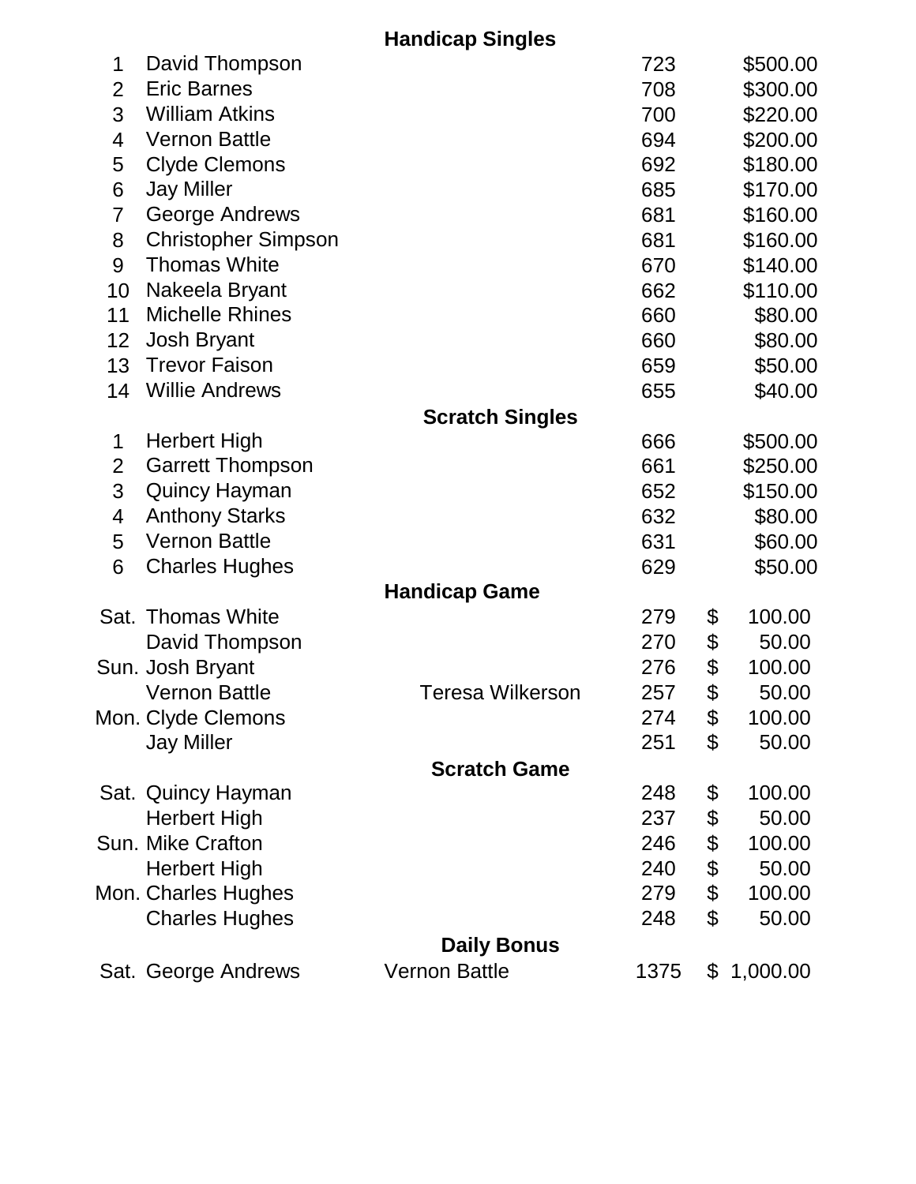| | | | | |
|---|---|---|---|---|
| | | **Handicap Singles** | | |
| 1 | David Thompson | | 723 | $500.00 |
| 2 | Eric Barnes | | 708 | $300.00 |
| 3 | William Atkins | | 700 | $220.00 |
| 4 | Vernon Battle | | 694 | $200.00 |
| 5 | Clyde Clemons | | 692 | $180.00 |
| 6 | Jay Miller | | 685 | $170.00 |
| 7 | George Andrews | | 681 | $160.00 |
| 8 | Christopher Simpson | | 681 | $160.00 |
| 9 | Thomas White | | 670 | $140.00 |
| 10 | Nakeela Bryant | | 662 | $110.00 |
| 11 | Michelle Rhines | | 660 | $80.00 |
| 12 | Josh Bryant | | 660 | $80.00 |
| 13 | Trevor Faison | | 659 | $50.00 |
| 14 | Willie Andrews | | 655 | $40.00 |
| | | **Scratch Singles** | | |
| 1 | Herbert High | | 666 | $500.00 |
| 2 | Garrett Thompson | | 661 | $250.00 |
| 3 | Quincy Hayman | | 652 | $150.00 |
| 4 | Anthony Starks | | 632 | $80.00 |
| 5 | Vernon Battle | | 631 | $60.00 |
| 6 | Charles Hughes | | 629 | $50.00 |
| | | **Handicap Game** | | |
| Sat. | Thomas White | | 279 | $ 100.00 |
| | David Thompson | | 270 | $ 50.00 |
| Sun. | Josh Bryant | | 276 | $ 100.00 |
| | Vernon Battle | Teresa Wilkerson | 257 | $ 50.00 |
| Mon. | Clyde Clemons | | 274 | $ 100.00 |
| | Jay Miller | | 251 | $ 50.00 |
| | | **Scratch Game** | | |
| Sat. | Quincy Hayman | | 248 | $ 100.00 |
| | Herbert High | | 237 | $ 50.00 |
| Sun. | Mike Crafton | | 246 | $ 100.00 |
| | Herbert High | | 240 | $ 50.00 |
| Mon. | Charles Hughes | | 279 | $ 100.00 |
| | Charles Hughes | | 248 | $ 50.00 |
| | | **Daily Bonus** | | |
| Sat. | George Andrews | Vernon Battle | 1375 | $ 1,000.00 |